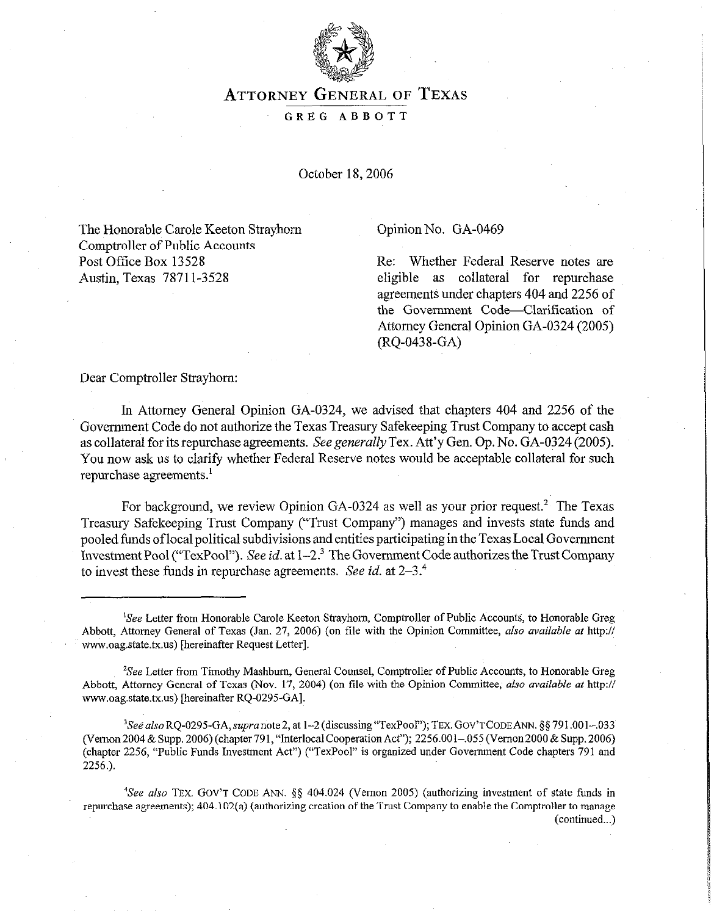# ATTORNEY GENERAL OF TEXAS

GREG ABBOTT

October 18, 2006

The Honorable Carole Keeton Strayhorn
Comptroller of Public Accounts
Post Office Box 13528
Austin, Texas 78711-3528

Opinion No. GA-0469

Re: Whether Federal Reserve notes are eligible as collateral for repurchase agreements under chapters 404 and 2256 of the Government Code—Clarification of Attorney General Opinion GA-0324 (2005) (RQ-0438-GA)

Dear Comptroller Strayhorn:

In Attorney General Opinion GA-0324, we advised that chapters 404 and 2256 of the Government Code do not authorize the Texas Treasury Safekeeping Trust Company to accept cash as collateral for its repurchase agreements. *See generally* Tex. Att'y Gen. Op. No. GA-0324 (2005). You now ask us to clarify whether Federal Reserve notes would be acceptable collateral for such repurchase agreements.[1]

For background, we review Opinion GA-0324 as well as your prior request.[2] The Texas Treasury Safekeeping Trust Company ("Trust Company") manages and invests state funds and pooled funds of local political subdivisions and entities participating in the Texas Local Government Investment Pool ("TexPool"). *See id.* at 1–2.[3] The Government Code authorizes the Trust Company to invest these funds in repurchase agreements. *See id.* at 2–3.[4]

---

[1]*See* Letter from Honorable Carole Keeton Strayhorn, Comptroller of Public Accounts, to Honorable Greg Abbott, Attorney General of Texas (Jan. 27, 2006) (on file with the Opinion Committee, *also available at* http:// www.oag.state.tx.us) [hereinafter Request Letter].

[2]*See* Letter from Timothy Mashburn, General Counsel, Comptroller of Public Accounts, to Honorable Greg Abbott, Attorney General of Texas (Nov. 17, 2004) (on file with the Opinion Committee, *also available at* http:// www.oag.state.tx.us) [hereinafter RQ-0295-GA].

[3]*See also* RQ-0295-GA, *supra* note 2, at 1–2 (discussing "TexPool"); TEX. GOV'T CODE ANN. §§ 791.001–.033 (Vernon 2004 & Supp. 2006) (chapter 791, "Interlocal Cooperation Act"); 2256.001–.055 (Vernon 2000 & Supp. 2006) (chapter 2256, "Public Funds Investment Act") ("TexPool" is organized under Government Code chapters 791 and 2256.).

[4]*See also* TEX. GOV'T CODE ANN. §§ 404.024 (Vernon 2005) (authorizing investment of state funds in repurchase agreements); 404.102(a) (authorizing creation of the Trust Company to enable the Comptroller to manage (continued...)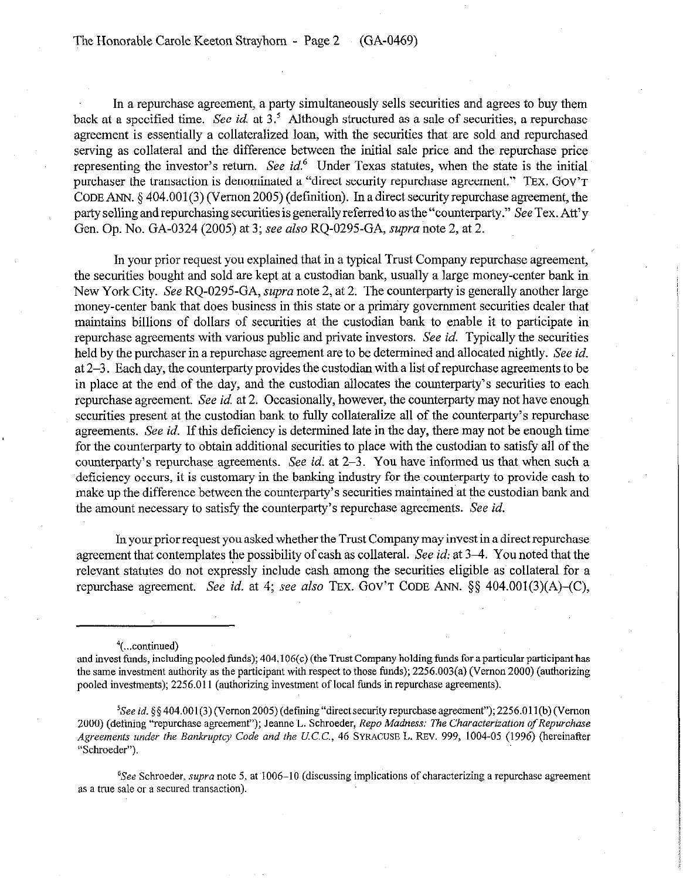In a repurchase agreement, a party simultaneously sells securities and agrees to buy them back at a specified time. *See id.* at 3.[5] Although structured as a sale of securities, a repurchase agreement is essentially a collateralized loan, with the securities that are sold and repurchased serving as collateral and the difference between the initial sale price and the repurchase price representing the investor's return. *See id.*[6] Under Texas statutes, when the state is the initial purchaser the transaction is denominated a "direct security repurchase agreement." TEX. GOV'T CODE ANN. § 404.001(3) (Vernon 2005) (definition). In a direct security repurchase agreement, the party selling and repurchasing securities is generally referred to as the "counterparty." *See* Tex. Att'y Gen. Op. No. GA-0324 (2005) at 3; *see also* RQ-0295-GA, *supra* note 2, at 2.

In your prior request you explained that in a typical Trust Company repurchase agreement, the securities bought and sold are kept at a custodian bank, usually a large money-center bank in New York City. *See* RQ-0295-GA, *supra* note 2, at 2. The counterparty is generally another large money-center bank that does business in this state or a primary government securities dealer that maintains billions of dollars of securities at the custodian bank to enable it to participate in repurchase agreements with various public and private investors. *See id.* Typically the securities held by the purchaser in a repurchase agreement are to be determined and allocated nightly. *See id.* at 2–3. Each day, the counterparty provides the custodian with a list of repurchase agreements to be in place at the end of the day, and the custodian allocates the counterparty's securities to each repurchase agreement. *See id.* at 2. Occasionally, however, the counterparty may not have enough securities present at the custodian bank to fully collateralize all of the counterparty's repurchase agreements. *See id.* If this deficiency is determined late in the day, there may not be enough time for the counterparty to obtain additional securities to place with the custodian to satisfy all of the counterparty's repurchase agreements. *See id.* at 2–3. You have informed us that when such a deficiency occurs, it is customary in the banking industry for the counterparty to provide cash to make up the difference between the counterparty's securities maintained at the custodian bank and the amount necessary to satisfy the counterparty's repurchase agreements. *See id.*

In your prior request you asked whether the Trust Company may invest in a direct repurchase agreement that contemplates the possibility of cash as collateral. *See id:* at 3–4. You noted that the relevant statutes do not expressly include cash among the securities eligible as collateral for a repurchase agreement. *See id.* at 4; *see also* TEX. GOV'T CODE ANN. §§ 404.001(3)(A)–(C),

---

[4](...continued)
and invest funds, including pooled funds); 404.106(c) (the Trust Company holding funds for a particular participant has the same investment authority as the participant with respect to those funds); 2256.003(a) (Vernon 2000) (authorizing pooled investments); 2256.011 (authorizing investment of local funds in repurchase agreements).

[5]*See id.* §§ 404.001(3) (Vernon 2005) (defining "direct security repurchase agreement"); 2256.011(b) (Vernon 2000) (defining "repurchase agreement"); Jeanne L. Schroeder, *Repo Madness: The Characterization of Repurchase Agreements under the Bankruptcy Code and the U.C.C.*, 46 SYRACUSE L. REV. 999, 1004-05 (1996) (hereinafter "Schroeder").

[6]*See* Schroeder, *supra* note 5, at 1006–10 (discussing implications of characterizing a repurchase agreement as a true sale or a secured transaction).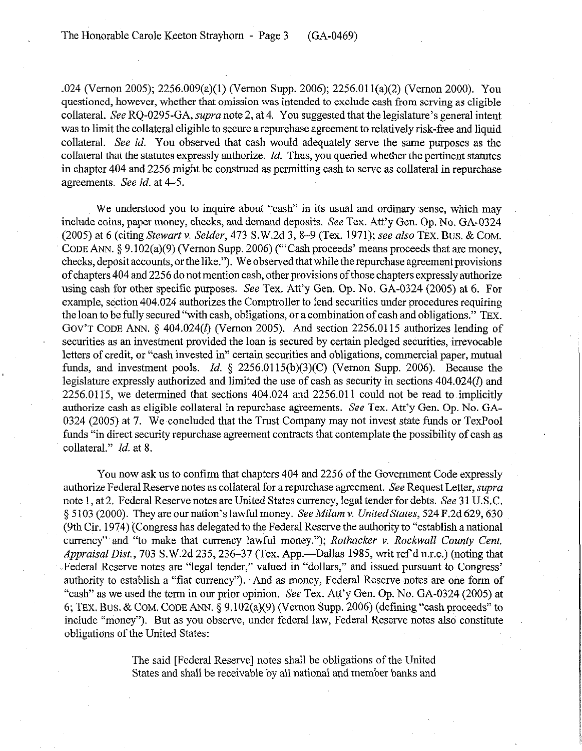.024 (Vernon 2005); 2256.009(a)(1) (Vernon Supp. 2006); 2256.011(a)(2) (Vernon 2000). You questioned, however, whether that omission was intended to exclude cash from serving as eligible collateral. *See* RQ-0295-GA, *supra* note 2, at 4. You suggested that the legislature's general intent was to limit the collateral eligible to secure a repurchase agreement to relatively risk-free and liquid collateral. *See id.* You observed that cash would adequately serve the same purposes as the collateral that the statutes expressly authorize. *Id.* Thus, you queried whether the pertinent statutes in chapter 404 and 2256 might be construed as permitting cash to serve as collateral in repurchase agreements. *See id.* at 4–5.

We understood you to inquire about "cash" in its usual and ordinary sense, which may include coins, paper money, checks, and demand deposits. *See* Tex. Att'y Gen. Op. No. GA-0324 (2005) at 6 (citing *Stewart v. Selder*, 473 S.W.2d 3, 8–9 (Tex. 1971); *see also* TEX. BUS. & COM. CODE ANN. § 9.102(a)(9) (Vernon Supp. 2006) ("'Cash proceeds' means proceeds that are money, checks, deposit accounts, or the like."). We observed that while the repurchase agreement provisions of chapters 404 and 2256 do not mention cash, other provisions of those chapters expressly authorize using cash for other specific purposes. *See* Tex. Att'y Gen. Op. No. GA-0324 (2005) at 6. For example, section 404.024 authorizes the Comptroller to lend securities under procedures requiring the loan to be fully secured "with cash, obligations, or a combination of cash and obligations." TEX. GOV'T CODE ANN. § 404.024(*l*) (Vernon 2005). And section 2256.0115 authorizes lending of securities as an investment provided the loan is secured by certain pledged securities, irrevocable letters of credit, or "cash invested in" certain securities and obligations, commercial paper, mutual funds, and investment pools. *Id.* § 2256.0115(b)(3)(C) (Vernon Supp. 2006). Because the legislature expressly authorized and limited the use of cash as security in sections 404.024(*l*) and 2256.0115, we determined that sections 404.024 and 2256.011 could not be read to implicitly authorize cash as eligible collateral in repurchase agreements. *See* Tex. Att'y Gen. Op. No. GA-0324 (2005) at 7. We concluded that the Trust Company may not invest state funds or TexPool funds "in direct security repurchase agreement contracts that contemplate the possibility of cash as collateral." *Id.* at 8.

You now ask us to confirm that chapters 404 and 2256 of the Government Code expressly authorize Federal Reserve notes as collateral for a repurchase agreement. *See* Request Letter, *supra* note 1, at 2. Federal Reserve notes are United States currency, legal tender for debts. *See* 31 U.S.C. § 5103 (2000). They are our nation's lawful money. *See Milam v. United States*, 524 F.2d 629, 630 (9th Cir. 1974) (Congress has delegated to the Federal Reserve the authority to "establish a national currency" and "to make that currency lawful money."); *Rothacker v. Rockwall County Cent. Appraisal Dist.*, 703 S.W.2d 235, 236–37 (Tex. App.—Dallas 1985, writ ref'd n.r.e.) (noting that Federal Reserve notes are "legal tender;" valued in "dollars," and issued pursuant to Congress' authority to establish a "fiat currency"). And as money, Federal Reserve notes are one form of "cash" as we used the term in our prior opinion. *See* Tex. Att'y Gen. Op. No. GA-0324 (2005) at 6; TEX. BUS. & COM. CODE ANN. § 9.102(a)(9) (Vernon Supp. 2006) (defining "cash proceeds" to include "money"). But as you observe, under federal law, Federal Reserve notes also constitute obligations of the United States:

> The said [Federal Reserve] notes shall be obligations of the United States and shall be receivable by all national and member banks and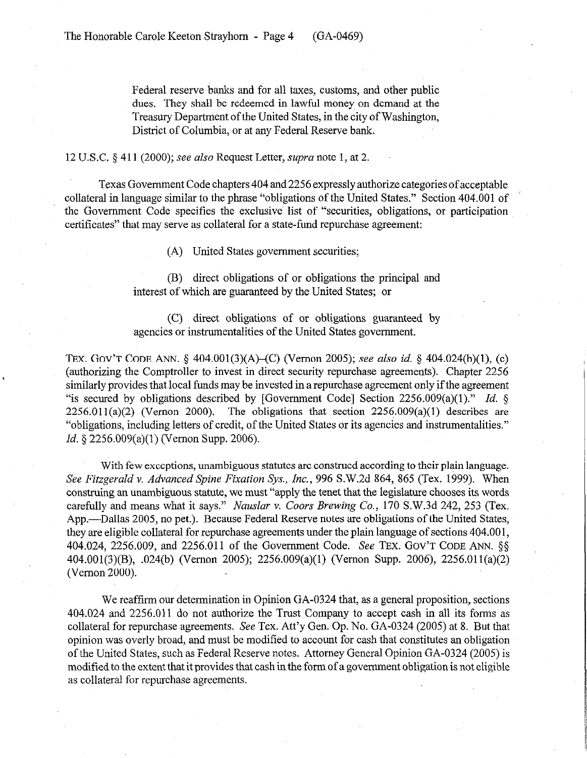> Federal reserve banks and for all taxes, customs, and other public dues. They shall be redeemed in lawful money on demand at the Treasury Department of the United States, in the city of Washington, District of Columbia, or at any Federal Reserve bank.

12 U.S.C. § 411 (2000); *see also* Request Letter, *supra* note 1, at 2.

Texas Government Code chapters 404 and 2256 expressly authorize categories of acceptable collateral in language similar to the phrase "obligations of the United States." Section 404.001 of the Government Code specifies the exclusive list of "securities, obligations, or participation certificates" that may serve as collateral for a state-fund repurchase agreement:

> (A) United States government securities;
>
> (B) direct obligations of or obligations the principal and interest of which are guaranteed by the United States; or
>
> (C) direct obligations of or obligations guaranteed by agencies or instrumentalities of the United States government.

TEX. GOV'T CODE ANN. § 404.001(3)(A)–(C) (Vernon 2005); *see also id.* § 404.024(b)(1), (c) (authorizing the Comptroller to invest in direct security repurchase agreements). Chapter 2256 similarly provides that local funds may be invested in a repurchase agreement only if the agreement "is secured by obligations described by [Government Code] Section 2256.009(a)(1)." *Id.* § 2256.011(a)(2) (Vernon 2000). The obligations that section 2256.009(a)(1) describes are "obligations, including letters of credit, of the United States or its agencies and instrumentalities." *Id.* § 2256.009(a)(1) (Vernon Supp. 2006).

With few exceptions, unambiguous statutes are construed according to their plain language. *See Fitzgerald v. Advanced Spine Fixation Sys., Inc.*, 996 S.W.2d 864, 865 (Tex. 1999). When construing an unambiguous statute, we must "apply the tenet that the legislature chooses its words carefully and means what it says." *Nauslar v. Coors Brewing Co.*, 170 S.W.3d 242, 253 (Tex. App.—Dallas 2005, no pet.). Because Federal Reserve notes are obligations of the United States, they are eligible collateral for repurchase agreements under the plain language of sections 404.001, 404.024, 2256.009, and 2256.011 of the Government Code. *See* TEX. GOV'T CODE ANN. §§ 404.001(3)(B), .024(b) (Vernon 2005); 2256.009(a)(1) (Vernon Supp. 2006), 2256.011(a)(2) (Vernon 2000).

We reaffirm our determination in Opinion GA-0324 that, as a general proposition, sections 404.024 and 2256.011 do not authorize the Trust Company to accept cash in all its forms as collateral for repurchase agreements. *See* Tex. Att'y Gen. Op. No. GA-0324 (2005) at 8. But that opinion was overly broad, and must be modified to account for cash that constitutes an obligation of the United States, such as Federal Reserve notes. Attorney General Opinion GA-0324 (2005) is modified to the extent that it provides that cash in the form of a government obligation is not eligible as collateral for repurchase agreements.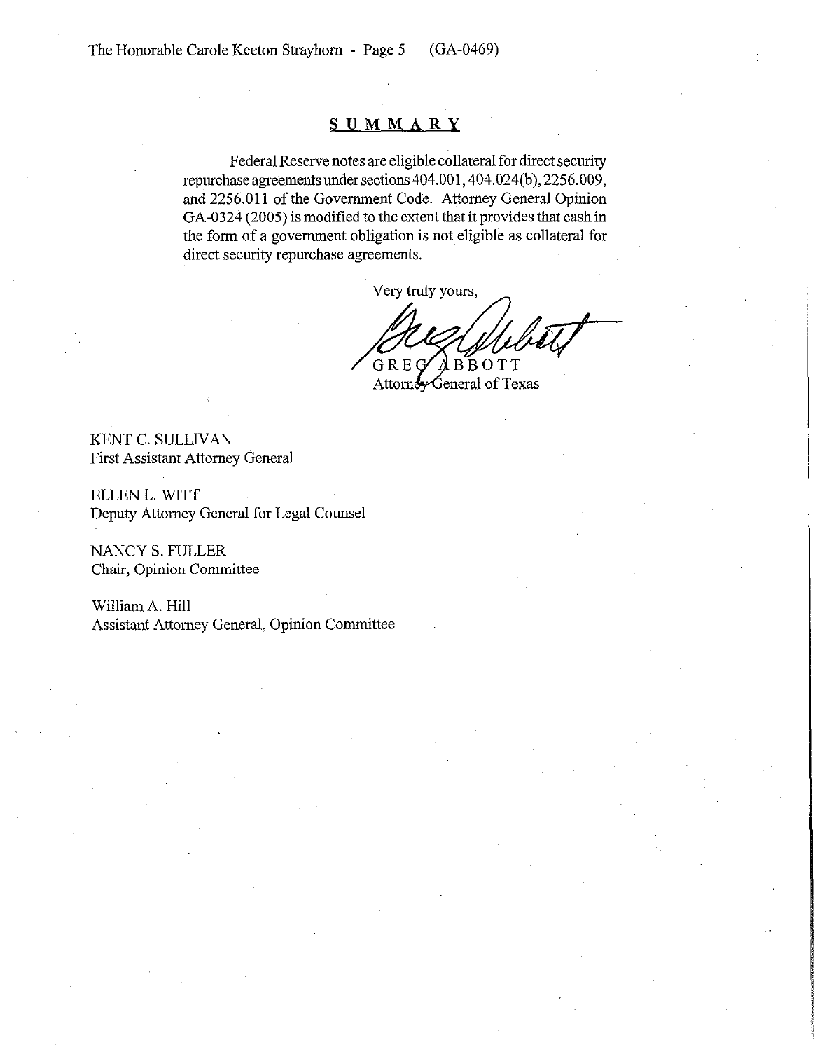## SUMMARY

Federal Reserve notes are eligible collateral for direct security repurchase agreements under sections 404.001, 404.024(b), 2256.009, and 2256.011 of the Government Code. Attorney General Opinion GA-0324 (2005) is modified to the extent that it provides that cash in the form of a government obligation is not eligible as collateral for direct security repurchase agreements.

Very truly yours,

GREG ABBOTT
Attorney General of Texas

KENT C. SULLIVAN
First Assistant Attorney General

ELLEN L. WITT
Deputy Attorney General for Legal Counsel

NANCY S. FULLER
Chair, Opinion Committee

William A. Hill
Assistant Attorney General, Opinion Committee